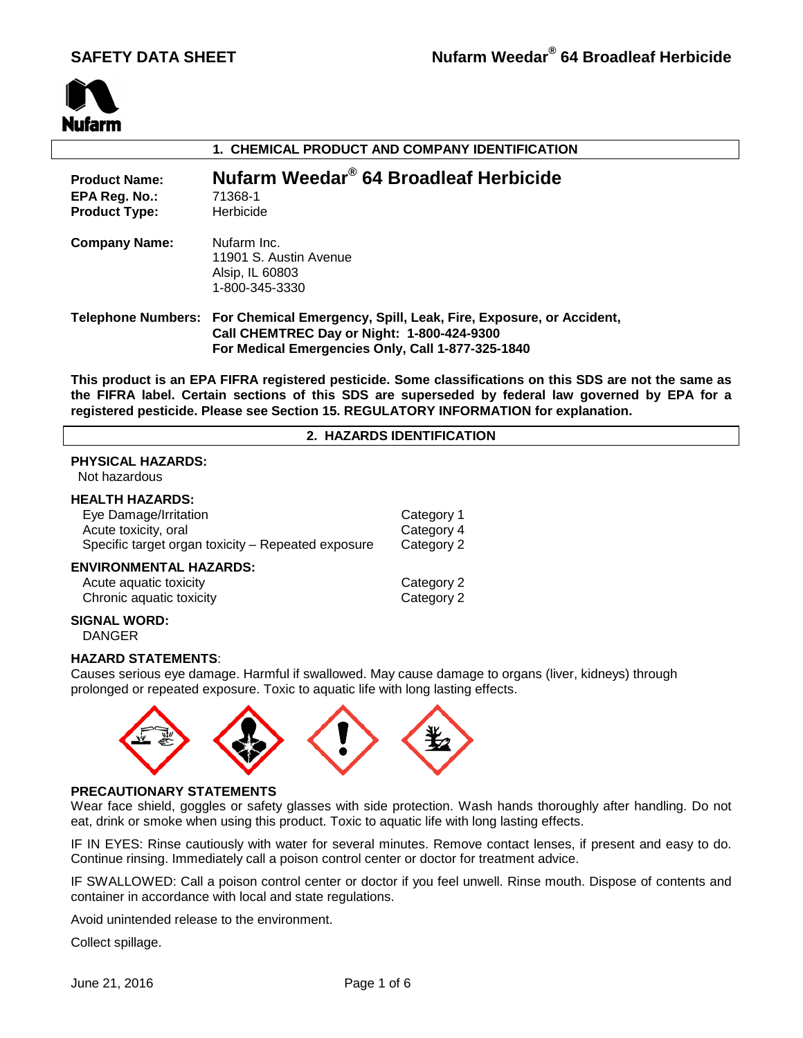# SAFETY DATA SHEET

# Nufarm Weedar® 64 Broadleaf Herbicide

## 1. CHEMICAL PRODUCT AND COMPANY IDENTIFICATION

**Product Name:** **Nufarm Weedar® 64 Broadleaf Herbicide**
**EPA Reg. No.:** 71368-1
**Product Type:** Herbicide

**Company Name:** Nufarm Inc.
11901 S. Austin Avenue
Alsip, IL 60803
1-800-345-3330

**Telephone Numbers:** **For Chemical Emergency, Spill, Leak, Fire, Exposure, or Accident, Call CHEMTREC Day or Night: 1-800-424-9300**
**For Medical Emergencies Only, Call 1-877-325-1840**

**This product is an EPA FIFRA registered pesticide. Some classifications on this SDS are not the same as the FIFRA label. Certain sections of this SDS are superseded by federal law governed by EPA for a registered pesticide. Please see Section 15. REGULATORY INFORMATION for explanation.**

## 2. HAZARDS IDENTIFICATION

**PHYSICAL HAZARDS:**
Not hazardous

**HEALTH HAZARDS:**

| | |
|---|---|
| Eye Damage/Irritation | Category 1 |
| Acute toxicity, oral | Category 4 |
| Specific target organ toxicity – Repeated exposure | Category 2 |

**ENVIRONMENTAL HAZARDS:**

| | |
|---|---|
| Acute aquatic toxicity | Category 2 |
| Chronic aquatic toxicity | Category 2 |

**SIGNAL WORD:**
DANGER

**HAZARD STATEMENTS**:
Causes serious eye damage. Harmful if swallowed. May cause damage to organs (liver, kidneys) through prolonged or repeated exposure. Toxic to aquatic life with long lasting effects.

**PRECAUTIONARY STATEMENTS**
Wear face shield, goggles or safety glasses with side protection. Wash hands thoroughly after handling. Do not eat, drink or smoke when using this product. Toxic to aquatic life with long lasting effects.

IF IN EYES: Rinse cautiously with water for several minutes. Remove contact lenses, if present and easy to do. Continue rinsing. Immediately call a poison control center or doctor for treatment advice.

IF SWALLOWED: Call a poison control center or doctor if you feel unwell. Rinse mouth. Dispose of contents and container in accordance with local and state regulations.

Avoid unintended release to the environment.

Collect spillage.

June 21, 2016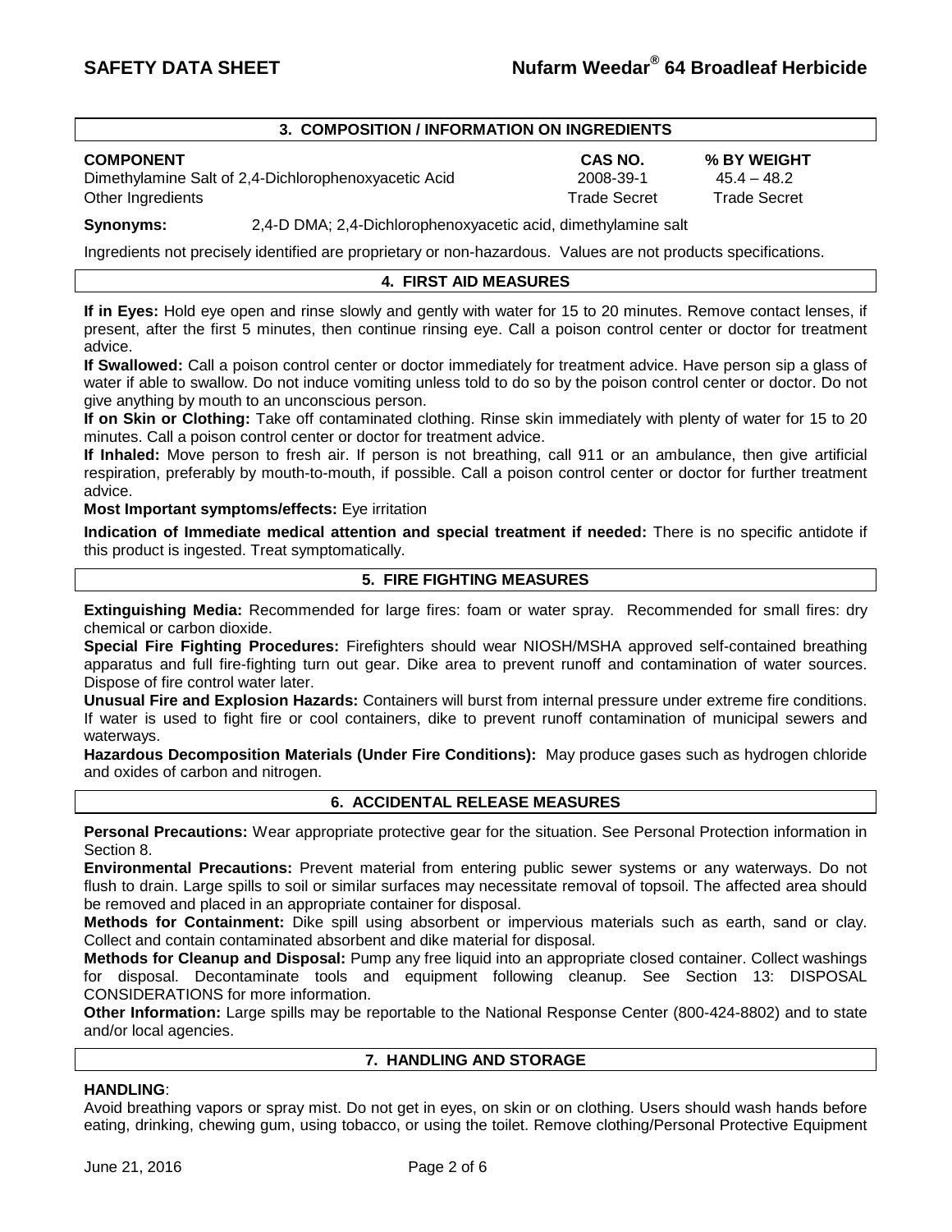## 3. COMPOSITION / INFORMATION ON INGREDIENTS

| COMPONENT | CAS NO. | % BY WEIGHT |
|---|---|---|
| Dimethylamine Salt of 2,4-Dichlorophenoxyacetic Acid | 2008-39-1 | 45.4 – 48.2 |
| Other Ingredients | Trade Secret | Trade Secret |

**Synonyms:** 2,4-D DMA; 2,4-Dichlorophenoxyacetic acid, dimethylamine salt

Ingredients not precisely identified are proprietary or non-hazardous. Values are not products specifications.

## 4. FIRST AID MEASURES

**If in Eyes:** Hold eye open and rinse slowly and gently with water for 15 to 20 minutes. Remove contact lenses, if present, after the first 5 minutes, then continue rinsing eye. Call a poison control center or doctor for treatment advice.

**If Swallowed:** Call a poison control center or doctor immediately for treatment advice. Have person sip a glass of water if able to swallow. Do not induce vomiting unless told to do so by the poison control center or doctor. Do not give anything by mouth to an unconscious person.

**If on Skin or Clothing:** Take off contaminated clothing. Rinse skin immediately with plenty of water for 15 to 20 minutes. Call a poison control center or doctor for treatment advice.

**If Inhaled:** Move person to fresh air. If person is not breathing, call 911 or an ambulance, then give artificial respiration, preferably by mouth-to-mouth, if possible. Call a poison control center or doctor for further treatment advice.

**Most Important symptoms/effects:** Eye irritation

**Indication of Immediate medical attention and special treatment if needed:** There is no specific antidote if this product is ingested. Treat symptomatically.

## 5. FIRE FIGHTING MEASURES

**Extinguishing Media:** Recommended for large fires: foam or water spray. Recommended for small fires: dry chemical or carbon dioxide.

**Special Fire Fighting Procedures:** Firefighters should wear NIOSH/MSHA approved self-contained breathing apparatus and full fire-fighting turn out gear. Dike area to prevent runoff and contamination of water sources. Dispose of fire control water later.

**Unusual Fire and Explosion Hazards:** Containers will burst from internal pressure under extreme fire conditions. If water is used to fight fire or cool containers, dike to prevent runoff contamination of municipal sewers and waterways.

**Hazardous Decomposition Materials (Under Fire Conditions):** May produce gases such as hydrogen chloride and oxides of carbon and nitrogen.

## 6. ACCIDENTAL RELEASE MEASURES

**Personal Precautions:** Wear appropriate protective gear for the situation. See Personal Protection information in Section 8.

**Environmental Precautions:** Prevent material from entering public sewer systems or any waterways. Do not flush to drain. Large spills to soil or similar surfaces may necessitate removal of topsoil. The affected area should be removed and placed in an appropriate container for disposal.

**Methods for Containment:** Dike spill using absorbent or impervious materials such as earth, sand or clay. Collect and contain contaminated absorbent and dike material for disposal.

**Methods for Cleanup and Disposal:** Pump any free liquid into an appropriate closed container. Collect washings for disposal. Decontaminate tools and equipment following cleanup. See Section 13: DISPOSAL CONSIDERATIONS for more information.

**Other Information:** Large spills may be reportable to the National Response Center (800-424-8802) and to state and/or local agencies.

## 7. HANDLING AND STORAGE

**HANDLING**:

Avoid breathing vapors or spray mist. Do not get in eyes, on skin or on clothing. Users should wash hands before eating, drinking, chewing gum, using tobacco, or using the toilet. Remove clothing/Personal Protective Equipment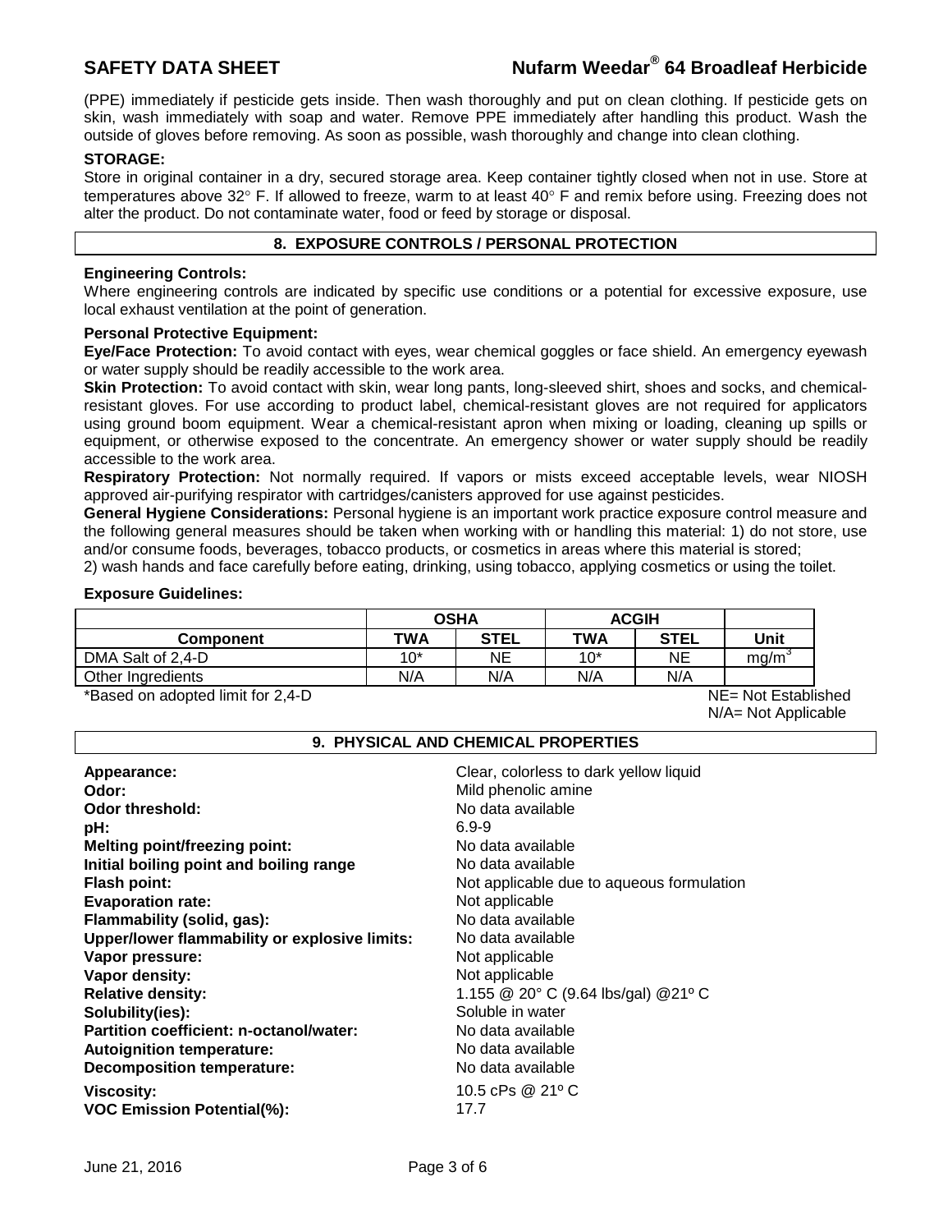(PPE) immediately if pesticide gets inside. Then wash thoroughly and put on clean clothing. If pesticide gets on skin, wash immediately with soap and water. Remove PPE immediately after handling this product. Wash the outside of gloves before removing. As soon as possible, wash thoroughly and change into clean clothing.

**STORAGE:**

Store in original container in a dry, secured storage area. Keep container tightly closed when not in use. Store at temperatures above 32° F. If allowed to freeze, warm to at least 40° F and remix before using. Freezing does not alter the product. Do not contaminate water, food or feed by storage or disposal.

## 8. EXPOSURE CONTROLS / PERSONAL PROTECTION

**Engineering Controls:**

Where engineering controls are indicated by specific use conditions or a potential for excessive exposure, use local exhaust ventilation at the point of generation.

**Personal Protective Equipment:**

**Eye/Face Protection:** To avoid contact with eyes, wear chemical goggles or face shield. An emergency eyewash or water supply should be readily accessible to the work area.

**Skin Protection:** To avoid contact with skin, wear long pants, long-sleeved shirt, shoes and socks, and chemical-resistant gloves. For use according to product label, chemical-resistant gloves are not required for applicators using ground boom equipment. Wear a chemical-resistant apron when mixing or loading, cleaning up spills or equipment, or otherwise exposed to the concentrate. An emergency shower or water supply should be readily accessible to the work area.

**Respiratory Protection:** Not normally required. If vapors or mists exceed acceptable levels, wear NIOSH approved air-purifying respirator with cartridges/canisters approved for use against pesticides.

**General Hygiene Considerations:** Personal hygiene is an important work practice exposure control measure and the following general measures should be taken when working with or handling this material: 1) do not store, use and/or consume foods, beverages, tobacco products, or cosmetics in areas where this material is stored;
2) wash hands and face carefully before eating, drinking, using tobacco, applying cosmetics or using the toilet.

**Exposure Guidelines:**

| | OSHA | | ACGIH | | |
|---|---|---|---|---|---|
| **Component** | **TWA** | **STEL** | **TWA** | **STEL** | **Unit** |
| DMA Salt of 2,4-D | 10* | NE | 10* | NE | $mg/m^3$ |
| Other Ingredients | N/A | N/A | N/A | N/A | |

*Based on adopted limit for 2,4-D

NE= Not Established
N/A= Not Applicable

## 9. PHYSICAL AND CHEMICAL PROPERTIES

| | |
|---|---|
| **Appearance:** | Clear, colorless to dark yellow liquid |
| **Odor:** | Mild phenolic amine |
| **Odor threshold:** | No data available |
| **pH:** | 6.9-9 |
| **Melting point/freezing point:** | No data available |
| **Initial boiling point and boiling range** | No data available |
| **Flash point:** | Not applicable due to aqueous formulation |
| **Evaporation rate:** | Not applicable |
| **Flammability (solid, gas):** | No data available |
| **Upper/lower flammability or explosive limits:** | No data available |
| **Vapor pressure:** | Not applicable |
| **Vapor density:** | Not applicable |
| **Relative density:** | 1.155 @ 20° C (9.64 lbs/gal) @21º C |
| **Solubility(ies):** | Soluble in water |
| **Partition coefficient: n-octanol/water:** | No data available |
| **Autoignition temperature:** | No data available |
| **Decomposition temperature:** | No data available |
| **Viscosity:** | 10.5 cPs @ 21º C |
| **VOC Emission Potential(%):** | 17.7 |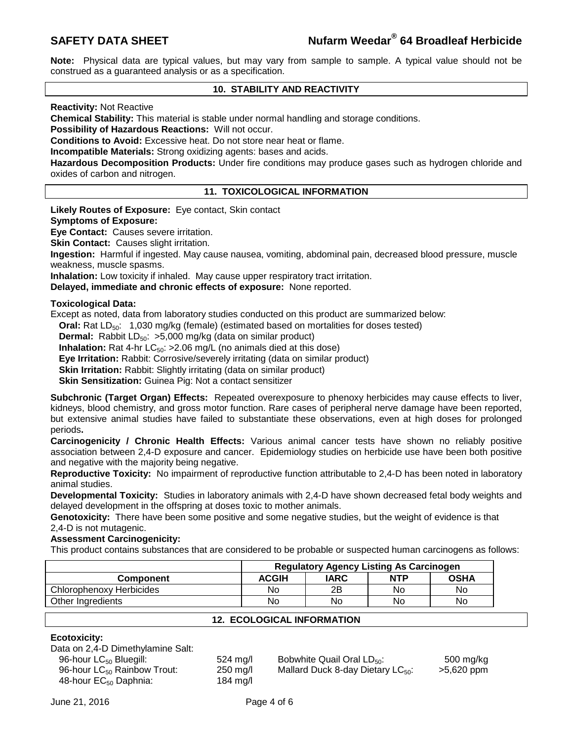**Note:** Physical data are typical values, but may vary from sample to sample. A typical value should not be construed as a guaranteed analysis or as a specification.

## 10. STABILITY AND REACTIVITY

**Reactivity:** Not Reactive

**Chemical Stability:** This material is stable under normal handling and storage conditions.

**Possibility of Hazardous Reactions:** Will not occur.

**Conditions to Avoid:** Excessive heat. Do not store near heat or flame.

**Incompatible Materials:** Strong oxidizing agents: bases and acids.

**Hazardous Decomposition Products:** Under fire conditions may produce gases such as hydrogen chloride and oxides of carbon and nitrogen.

## 11. TOXICOLOGICAL INFORMATION

**Likely Routes of Exposure:** Eye contact, Skin contact

**Symptoms of Exposure:**

**Eye Contact:** Causes severe irritation.

**Skin Contact:** Causes slight irritation.

**Ingestion:** Harmful if ingested. May cause nausea, vomiting, abdominal pain, decreased blood pressure, muscle weakness, muscle spasms.

**Inhalation:** Low toxicity if inhaled. May cause upper respiratory tract irritation.

**Delayed, immediate and chronic effects of exposure:** None reported.

**Toxicological Data:**

Except as noted, data from laboratory studies conducted on this product are summarized below:

- **Oral:** Rat $LD_{50}$: 1,030 mg/kg (female) (estimated based on mortalities for doses tested)
- **Dermal:** Rabbit $LD_{50}$: >5,000 mg/kg (data on similar product)
- **Inhalation:** Rat 4-hr $LC_{50}$: >2.06 mg/L (no animals died at this dose)
- **Eye Irritation:** Rabbit: Corrosive/severely irritating (data on similar product)
- **Skin Irritation:** Rabbit: Slightly irritating (data on similar product)
- **Skin Sensitization:** Guinea Pig: Not a contact sensitizer

**Subchronic (Target Organ) Effects:** Repeated overexposure to phenoxy herbicides may cause effects to liver, kidneys, blood chemistry, and gross motor function. Rare cases of peripheral nerve damage have been reported, but extensive animal studies have failed to substantiate these observations, even at high doses for prolonged periods**.**

**Carcinogenicity / Chronic Health Effects:** Various animal cancer tests have shown no reliably positive association between 2,4-D exposure and cancer. Epidemiology studies on herbicide use have been both positive and negative with the majority being negative.

**Reproductive Toxicity:** No impairment of reproductive function attributable to 2,4-D has been noted in laboratory animal studies.

**Developmental Toxicity:** Studies in laboratory animals with 2,4-D have shown decreased fetal body weights and delayed development in the offspring at doses toxic to mother animals.

**Genotoxicity:** There have been some positive and some negative studies, but the weight of evidence is that 2,4-D is not mutagenic.

**Assessment Carcinogenicity:**

This product contains substances that are considered to be probable or suspected human carcinogens as follows:

| | Regulatory Agency Listing As Carcinogen | | | |
|---|---|---|---|---|
| **Component** | **ACGIH** | **IARC** | **NTP** | **OSHA** |
| Chlorophenoxy Herbicides | No | 2B | No | No |
| Other Ingredients | No | No | No | No |

## 12. ECOLOGICAL INFORMATION

**Ecotoxicity:**

Data on 2,4-D Dimethylamine Salt:

| | | | |
|---|---|---|---|
| 96-hour $LC_{50}$ Bluegill: | 524 mg/l | Bobwhite Quail Oral $LD_{50}$: | 500 mg/kg |
| 96-hour $LC_{50}$ Rainbow Trout: | 250 mg/l | Mallard Duck 8-day Dietary $LC_{50}$: | >5,620 ppm |
| 48-hour $EC_{50}$ Daphnia: | 184 mg/l | | |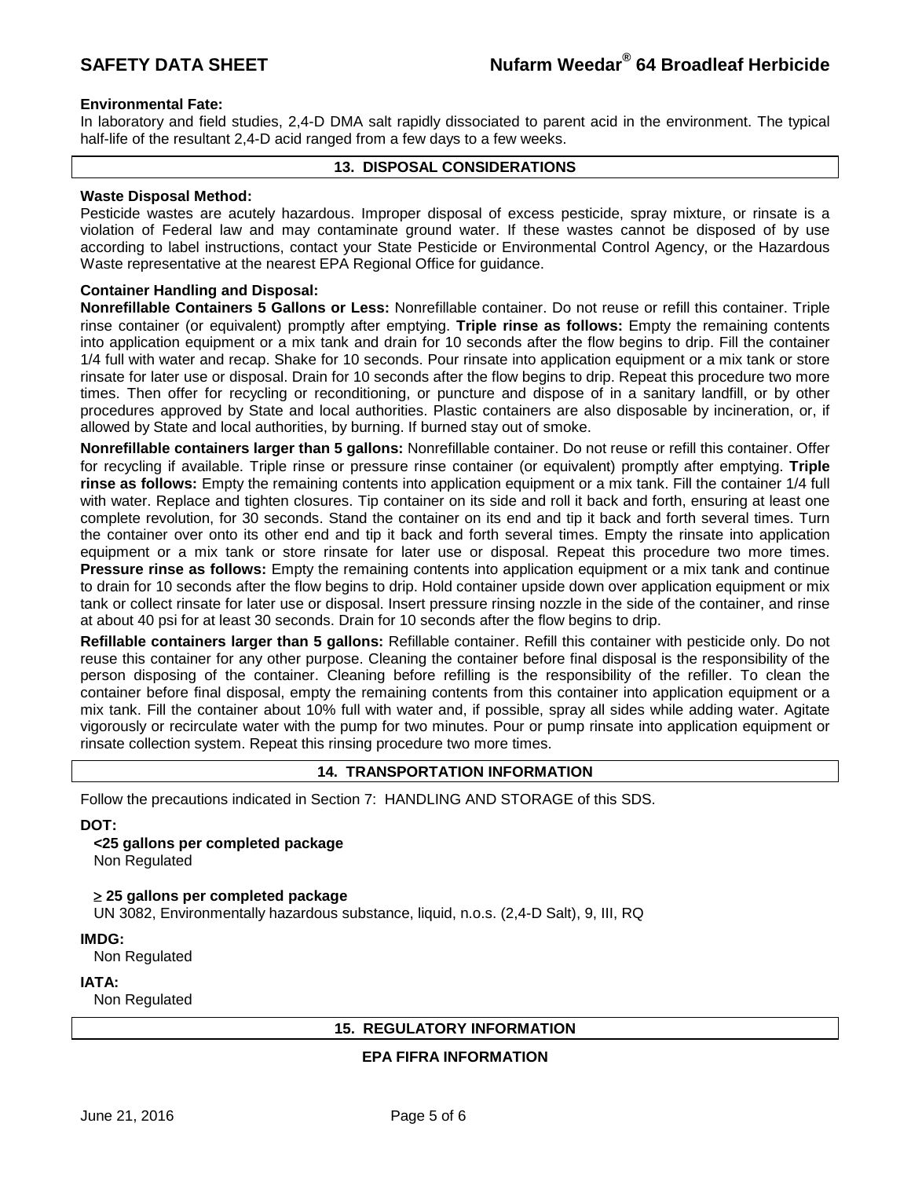**Environmental Fate:**

In laboratory and field studies, 2,4-D DMA salt rapidly dissociated to parent acid in the environment. The typical half-life of the resultant 2,4-D acid ranged from a few days to a few weeks.

## 13. DISPOSAL CONSIDERATIONS

**Waste Disposal Method:**

Pesticide wastes are acutely hazardous. Improper disposal of excess pesticide, spray mixture, or rinsate is a violation of Federal law and may contaminate ground water. If these wastes cannot be disposed of by use according to label instructions, contact your State Pesticide or Environmental Control Agency, or the Hazardous Waste representative at the nearest EPA Regional Office for guidance.

**Container Handling and Disposal:**

**Nonrefillable Containers 5 Gallons or Less:** Nonrefillable container. Do not reuse or refill this container. Triple rinse container (or equivalent) promptly after emptying. **Triple rinse as follows:** Empty the remaining contents into application equipment or a mix tank and drain for 10 seconds after the flow begins to drip. Fill the container 1/4 full with water and recap. Shake for 10 seconds. Pour rinsate into application equipment or a mix tank or store rinsate for later use or disposal. Drain for 10 seconds after the flow begins to drip. Repeat this procedure two more times. Then offer for recycling or reconditioning, or puncture and dispose of in a sanitary landfill, or by other procedures approved by State and local authorities. Plastic containers are also disposable by incineration, or, if allowed by State and local authorities, by burning. If burned stay out of smoke.

**Nonrefillable containers larger than 5 gallons:** Nonrefillable container. Do not reuse or refill this container. Offer for recycling if available. Triple rinse or pressure rinse container (or equivalent) promptly after emptying. **Triple rinse as follows:** Empty the remaining contents into application equipment or a mix tank. Fill the container 1/4 full with water. Replace and tighten closures. Tip container on its side and roll it back and forth, ensuring at least one complete revolution, for 30 seconds. Stand the container on its end and tip it back and forth several times. Turn the container over onto its other end and tip it back and forth several times. Empty the rinsate into application equipment or a mix tank or store rinsate for later use or disposal. Repeat this procedure two more times. **Pressure rinse as follows:** Empty the remaining contents into application equipment or a mix tank and continue to drain for 10 seconds after the flow begins to drip. Hold container upside down over application equipment or mix tank or collect rinsate for later use or disposal. Insert pressure rinsing nozzle in the side of the container, and rinse at about 40 psi for at least 30 seconds. Drain for 10 seconds after the flow begins to drip.

**Refillable containers larger than 5 gallons:** Refillable container. Refill this container with pesticide only. Do not reuse this container for any other purpose. Cleaning the container before final disposal is the responsibility of the person disposing of the container. Cleaning before refilling is the responsibility of the refiller. To clean the container before final disposal, empty the remaining contents from this container into application equipment or a mix tank. Fill the container about 10% full with water and, if possible, spray all sides while adding water. Agitate vigorously or recirculate water with the pump for two minutes. Pour or pump rinsate into application equipment or rinsate collection system. Repeat this rinsing procedure two more times.

## 14. TRANSPORTATION INFORMATION

Follow the precautions indicated in Section 7: HANDLING AND STORAGE of this SDS.

**DOT:**

**<25 gallons per completed package**
Non Regulated

**≥ 25 gallons per completed package**
UN 3082, Environmentally hazardous substance, liquid, n.o.s. (2,4-D Salt), 9, III, RQ

**IMDG:**
Non Regulated

**IATA:**
Non Regulated

## 15. REGULATORY INFORMATION

**EPA FIFRA INFORMATION**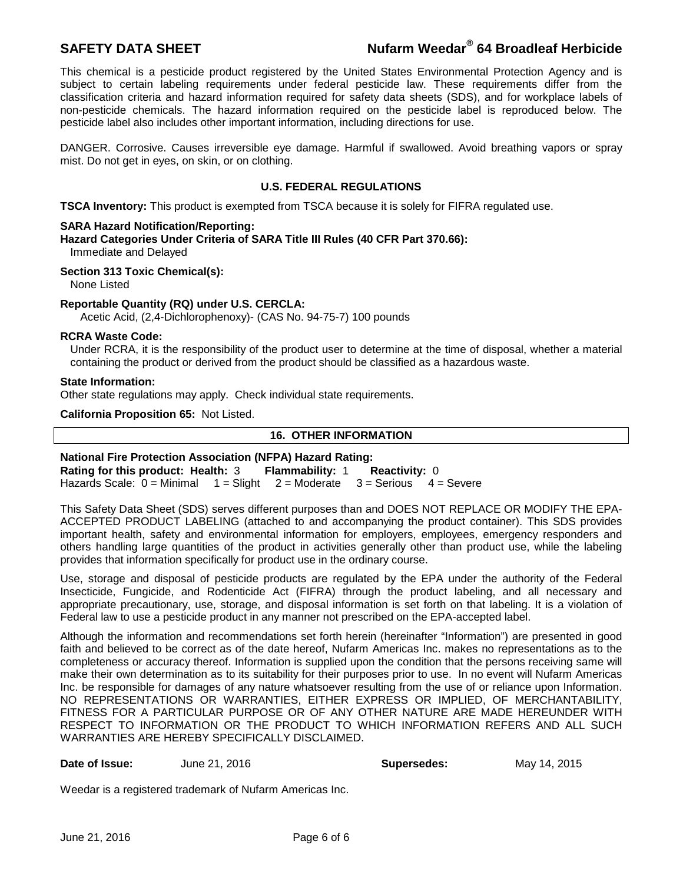This chemical is a pesticide product registered by the United States Environmental Protection Agency and is subject to certain labeling requirements under federal pesticide law. These requirements differ from the classification criteria and hazard information required for safety data sheets (SDS), and for workplace labels of non-pesticide chemicals. The hazard information required on the pesticide label is reproduced below. The pesticide label also includes other important information, including directions for use.

DANGER. Corrosive. Causes irreversible eye damage. Harmful if swallowed. Avoid breathing vapors or spray mist. Do not get in eyes, on skin, or on clothing.

### U.S. FEDERAL REGULATIONS

**TSCA Inventory:** This product is exempted from TSCA because it is solely for FIFRA regulated use.

**SARA Hazard Notification/Reporting:**
**Hazard Categories Under Criteria of SARA Title III Rules (40 CFR Part 370.66):**
Immediate and Delayed

**Section 313 Toxic Chemical(s):**
None Listed

**Reportable Quantity (RQ) under U.S. CERCLA:**
Acetic Acid, (2,4-Dichlorophenoxy)- (CAS No. 94-75-7) 100 pounds

**RCRA Waste Code:**
Under RCRA, it is the responsibility of the product user to determine at the time of disposal, whether a material containing the product or derived from the product should be classified as a hazardous waste.

**State Information:**
Other state regulations may apply. Check individual state requirements.

**California Proposition 65:** Not Listed.

## 16. OTHER INFORMATION

**National Fire Protection Association (NFPA) Hazard Rating:**
**Rating for this product: Health:** 3 **Flammability:** 1 **Reactivity:** 0
Hazards Scale: 0 = Minimal 1 = Slight 2 = Moderate 3 = Serious 4 = Severe

This Safety Data Sheet (SDS) serves different purposes than and DOES NOT REPLACE OR MODIFY THE EPA-ACCEPTED PRODUCT LABELING (attached to and accompanying the product container). This SDS provides important health, safety and environmental information for employers, employees, emergency responders and others handling large quantities of the product in activities generally other than product use, while the labeling provides that information specifically for product use in the ordinary course.

Use, storage and disposal of pesticide products are regulated by the EPA under the authority of the Federal Insecticide, Fungicide, and Rodenticide Act (FIFRA) through the product labeling, and all necessary and appropriate precautionary, use, storage, and disposal information is set forth on that labeling. It is a violation of Federal law to use a pesticide product in any manner not prescribed on the EPA-accepted label.

Although the information and recommendations set forth herein (hereinafter "Information") are presented in good faith and believed to be correct as of the date hereof, Nufarm Americas Inc. makes no representations as to the completeness or accuracy thereof. Information is supplied upon the condition that the persons receiving same will make their own determination as to its suitability for their purposes prior to use. In no event will Nufarm Americas Inc. be responsible for damages of any nature whatsoever resulting from the use of or reliance upon Information. NO REPRESENTATIONS OR WARRANTIES, EITHER EXPRESS OR IMPLIED, OF MERCHANTABILITY, FITNESS FOR A PARTICULAR PURPOSE OR OF ANY OTHER NATURE ARE MADE HEREUNDER WITH RESPECT TO INFORMATION OR THE PRODUCT TO WHICH INFORMATION REFERS AND ALL SUCH WARRANTIES ARE HEREBY SPECIFICALLY DISCLAIMED.

**Date of Issue:** June 21, 2016 **Supersedes:** May 14, 2015

Weedar is a registered trademark of Nufarm Americas Inc.